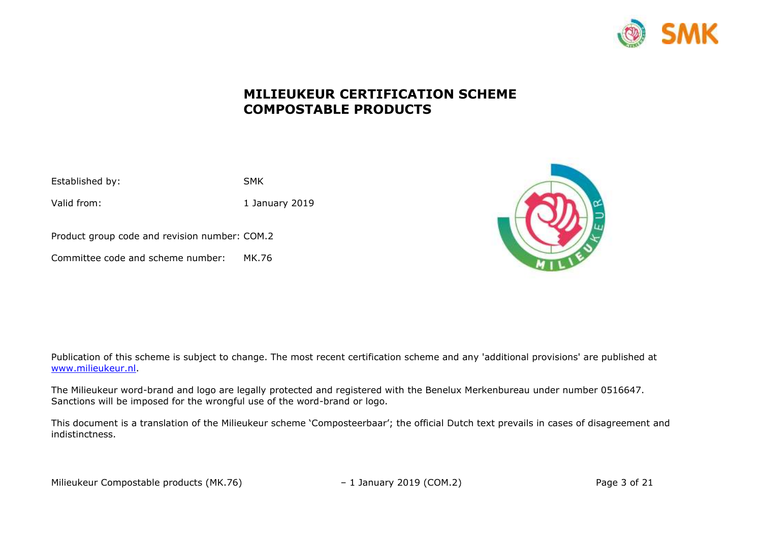# MILIEUKEUR CERTIFICATION SCHEME COMPOSTABLE PRODUCTS

Established by: SMK

Valid from: 1 January 2019

Product group code and revision number: COM.2

Committee code and scheme number: MK.76

Publication of this scheme is subject to change. The most recent certification scheme and any 'additional provisions' are published at www.milieukeur.nl.

The Milieukeur word-brand and logo are legally protected and registered with the Benelux Merkenbureau under number 0516647. Sanctions will be imposed for the wrongful use of the word-brand or logo.

This document is a translation of the Milieukeur scheme 'Composteerbaar'; the official Dutch text prevails in cases of disagreement and indistinctness.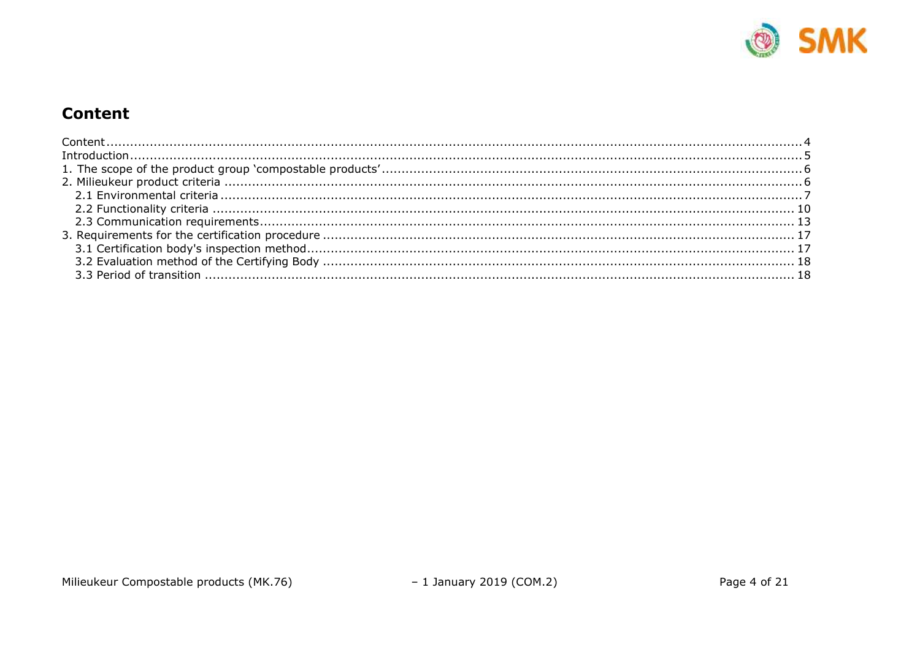## Content

Content .......... 4
Introduction .......... 5
1. The scope of the product group 'compostable products' .......... 6
2. Milieukeur product criteria .......... 6
  2.1 Environmental criteria .......... 7
  2.2 Functionality criteria .......... 10
  2.3 Communication requirements .......... 13
3. Requirements for the certification procedure .......... 17
  3.1 Certification body's inspection method .......... 17
  3.2 Evaluation method of the Certifying Body .......... 18
  3.3 Period of transition .......... 18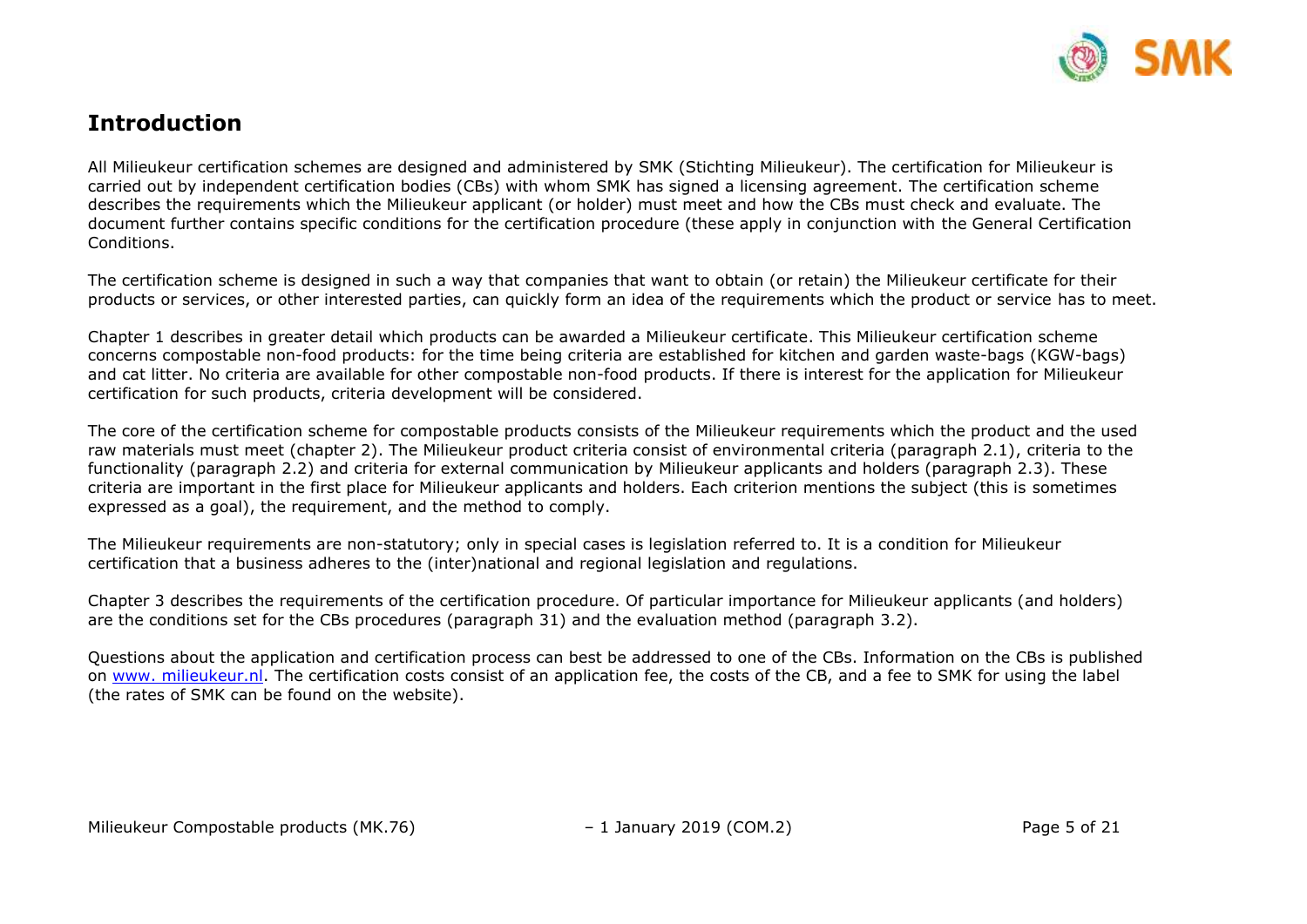# Introduction

All Milieukeur certification schemes are designed and administered by SMK (Stichting Milieukeur). The certification for Milieukeur is carried out by independent certification bodies (CBs) with whom SMK has signed a licensing agreement. The certification scheme describes the requirements which the Milieukeur applicant (or holder) must meet and how the CBs must check and evaluate. The document further contains specific conditions for the certification procedure (these apply in conjunction with the General Certification Conditions.

The certification scheme is designed in such a way that companies that want to obtain (or retain) the Milieukeur certificate for their products or services, or other interested parties, can quickly form an idea of the requirements which the product or service has to meet.

Chapter 1 describes in greater detail which products can be awarded a Milieukeur certificate. This Milieukeur certification scheme concerns compostable non-food products: for the time being criteria are established for kitchen and garden waste-bags (KGW-bags) and cat litter. No criteria are available for other compostable non-food products. If there is interest for the application for Milieukeur certification for such products, criteria development will be considered.

The core of the certification scheme for compostable products consists of the Milieukeur requirements which the product and the used raw materials must meet (chapter 2). The Milieukeur product criteria consist of environmental criteria (paragraph 2.1), criteria to the functionality (paragraph 2.2) and criteria for external communication by Milieukeur applicants and holders (paragraph 2.3). These criteria are important in the first place for Milieukeur applicants and holders. Each criterion mentions the subject (this is sometimes expressed as a goal), the requirement, and the method to comply.

The Milieukeur requirements are non-statutory; only in special cases is legislation referred to. It is a condition for Milieukeur certification that a business adheres to the (inter)national and regional legislation and regulations.

Chapter 3 describes the requirements of the certification procedure. Of particular importance for Milieukeur applicants (and holders) are the conditions set for the CBs procedures (paragraph 31) and the evaluation method (paragraph 3.2).

Questions about the application and certification process can best be addressed to one of the CBs. Information on the CBs is published on [www. milieukeur.nl](http://www.milieukeur.nl). The certification costs consist of an application fee, the costs of the CB, and a fee to SMK for using the label (the rates of SMK can be found on the website).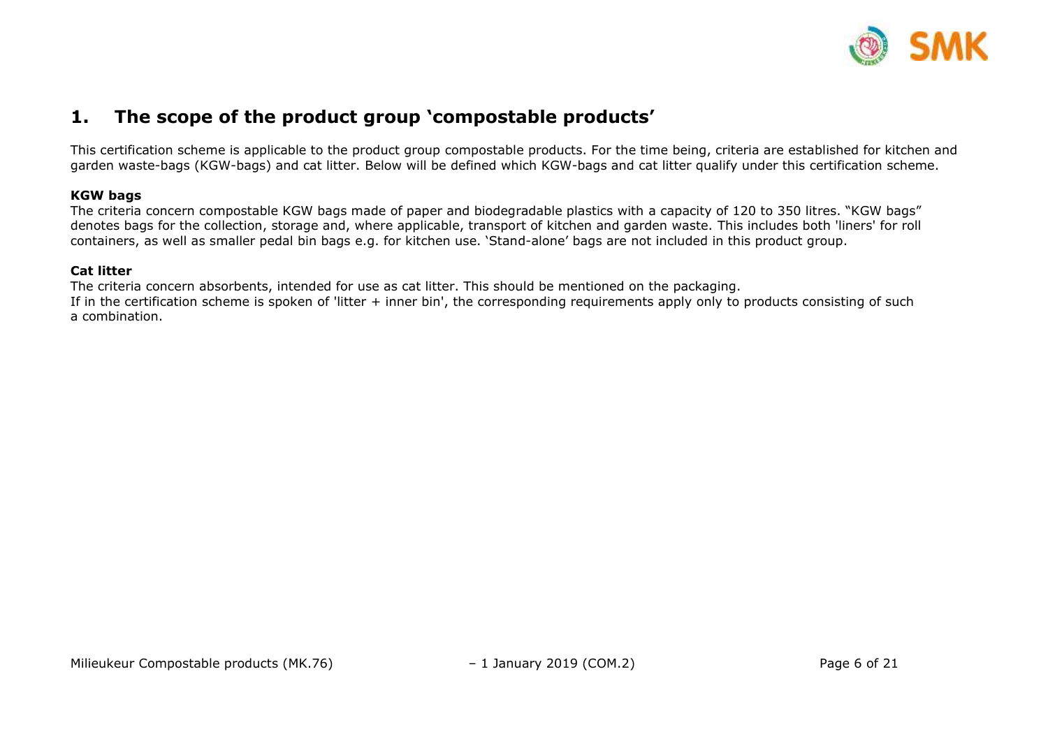# 1. The scope of the product group 'compostable products'

This certification scheme is applicable to the product group compostable products. For the time being, criteria are established for kitchen and garden waste-bags (KGW-bags) and cat litter. Below will be defined which KGW-bags and cat litter qualify under this certification scheme.

**KGW bags**

The criteria concern compostable KGW bags made of paper and biodegradable plastics with a capacity of 120 to 350 litres. "KGW bags" denotes bags for the collection, storage and, where applicable, transport of kitchen and garden waste. This includes both 'liners' for roll containers, as well as smaller pedal bin bags e.g. for kitchen use. 'Stand-alone' bags are not included in this product group.

**Cat litter**

The criteria concern absorbents, intended for use as cat litter. This should be mentioned on the packaging.
If in the certification scheme is spoken of 'litter + inner bin', the corresponding requirements apply only to products consisting of such a combination.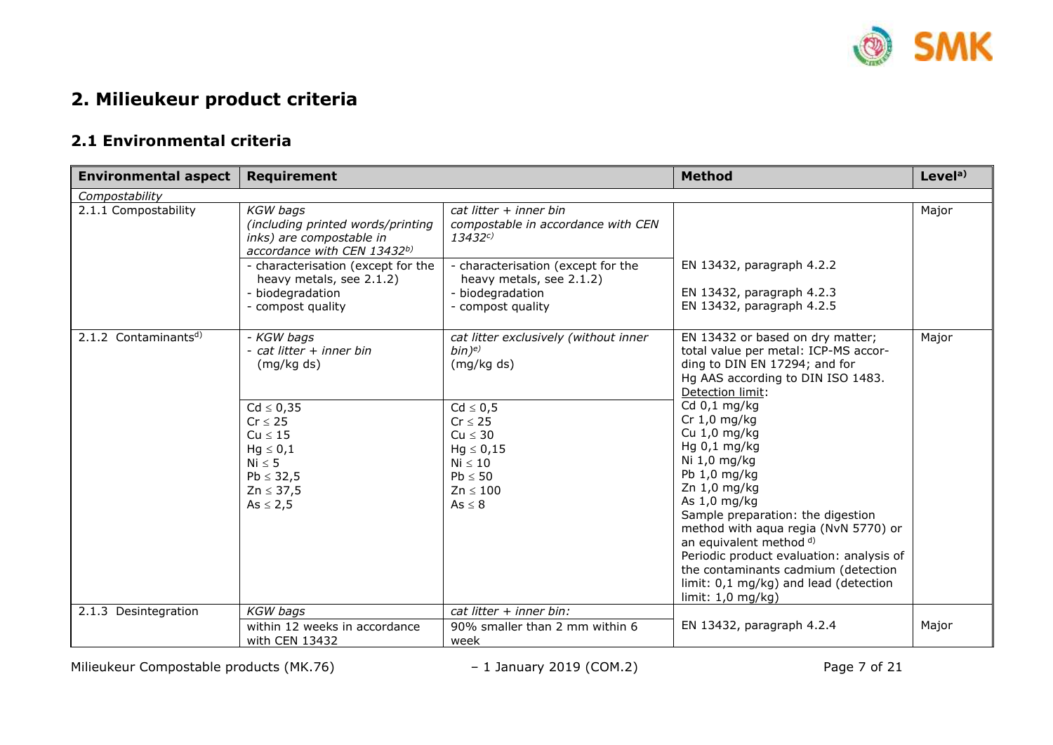# 2. Milieukeur product criteria

## 2.1 Environmental criteria

| Environmental aspect | Requirement | | Method | Level[a)] |
|---|---|---|---|---|
| *Compostability* | | | | |
| 2.1.1 Compostability | *KGW bags (including printed words/printing inks) are compostable in accordance with CEN 13432*[b)] | *cat litter + inner bin compostable in accordance with CEN 13432*[c)] | | Major |
| | - characterisation (except for the heavy metals, see 2.1.2)<br>- biodegradation<br>- compost quality | - characterisation (except for the heavy metals, see 2.1.2)<br>- biodegradation<br>- compost quality | EN 13432, paragraph 4.2.2<br><br>EN 13432, paragraph 4.2.3<br>EN 13432, paragraph 4.2.5 | |
| 2.1.2 Contaminants[d)] | - *KGW bags*<br>- *cat litter + inner bin*<br>(mg/kg ds) | *cat litter exclusively (without inner bin)*[e)]<br>(mg/kg ds) | EN 13432 or based on dry matter; total value per metal: ICP-MS according to DIN EN 17294; and for Hg AAS according to DIN ISO 1483.<br>Detection limit:<br>Cd 0,1 mg/kg<br>Cr 1,0 mg/kg<br>Cu 1,0 mg/kg<br>Hg 0,1 mg/kg<br>Ni 1,0 mg/kg<br>Pb 1,0 mg/kg<br>Zn 1,0 mg/kg<br>As 1,0 mg/kg<br>Sample preparation: the digestion method with aqua regia (NvN 5770) or an equivalent method [d)]<br>Periodic product evaluation: analysis of the contaminants cadmium (detection limit: 0,1 mg/kg) and lead (detection limit: 1,0 mg/kg) | Major |
| | Cd ≤ 0,35<br>Cr ≤ 25<br>Cu ≤ 15<br>Hg ≤ 0,1<br>Ni ≤ 5<br>Pb ≤ 32,5<br>Zn ≤ 37,5<br>As ≤ 2,5 | Cd ≤ 0,5<br>Cr ≤ 25<br>Cu ≤ 30<br>Hg ≤ 0,15<br>Ni ≤ 10<br>Pb ≤ 50<br>Zn ≤ 100<br>As ≤ 8 | | |
| 2.1.3 Desintegration | *KGW bags* | *cat litter + inner bin:* | | |
| | within 12 weeks in accordance with CEN 13432 | 90% smaller than 2 mm within 6 week | EN 13432, paragraph 4.2.4 | Major |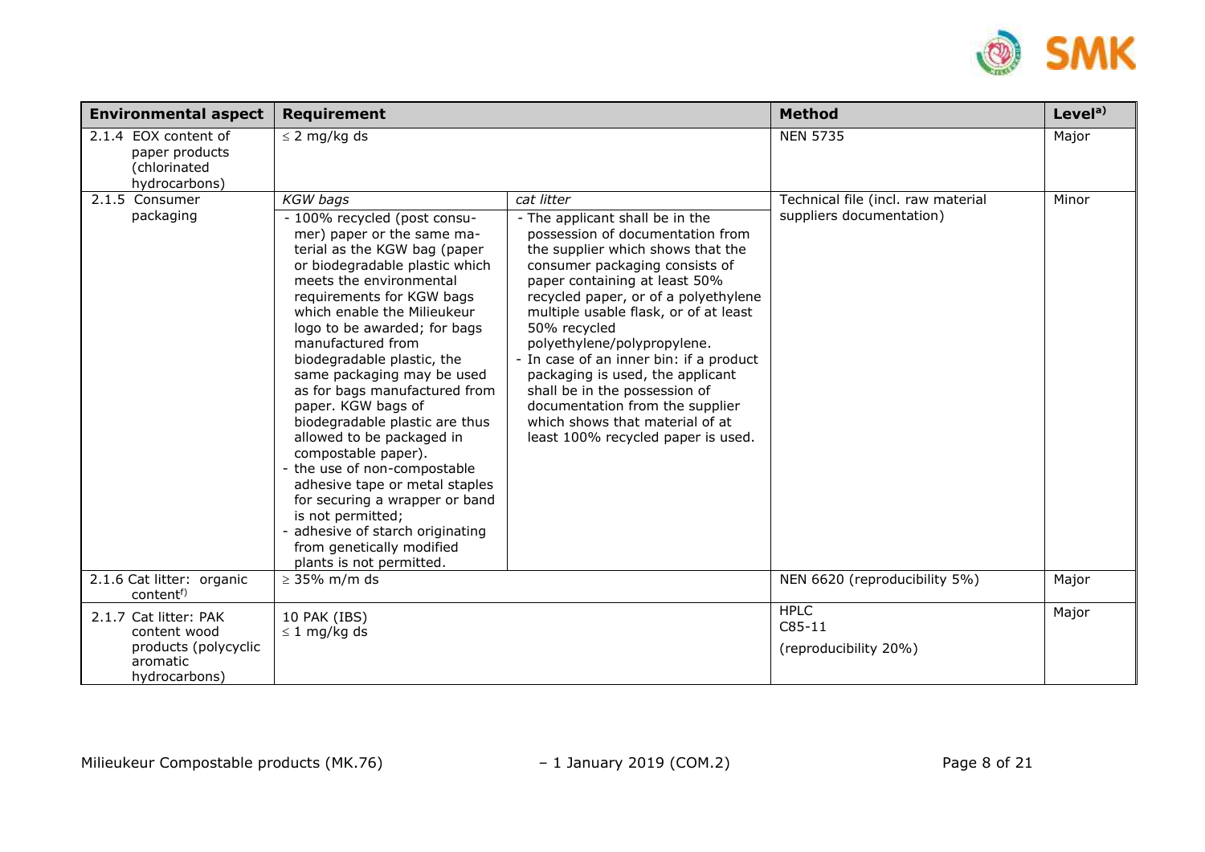| Environmental aspect | Requirement | | Method | Level[a)] |
|---|---|---|---|---|
| 2.1.4 EOX content of paper products (chlorinated hydrocarbons) | ≤ 2 mg/kg ds | | NEN 5735 | Major |
| 2.1.5 Consumer packaging | *KGW bags*<br>- 100% recycled (post consumer) paper or the same material as the KGW bag (paper or biodegradable plastic which meets the environmental requirements for KGW bags which enable the Milieukeur logo to be awarded; for bags manufactured from biodegradable plastic, the same packaging may be used as for bags manufactured from paper. KGW bags of biodegradable plastic are thus allowed to be packaged in compostable paper).<br>- the use of non-compostable adhesive tape or metal staples for securing a wrapper or band is not permitted;<br>- adhesive of starch originating from genetically modified plants is not permitted. | *cat litter*<br>- The applicant shall be in the possession of documentation from the supplier which shows that the consumer packaging consists of paper containing at least 50% recycled paper, or of a polyethylene multiple usable flask, or of at least 50% recycled polyethylene/polypropylene.<br>- In case of an inner bin: if a product packaging is used, the applicant shall be in the possession of documentation from the supplier which shows that material of at least 100% recycled paper is used. | Technical file (incl. raw material suppliers documentation) | Minor |
| 2.1.6 Cat litter: organic content[f)] | ≥ 35% m/m ds | | NEN 6620 (reproducibility 5%) | Major |
| 2.1.7 Cat litter: PAK content wood products (polycyclic aromatic hydrocarbons) | 10 PAK (IBS)<br>≤ 1 mg/kg ds | | HPLC<br>C85-11<br>(reproducibility 20%) | Major |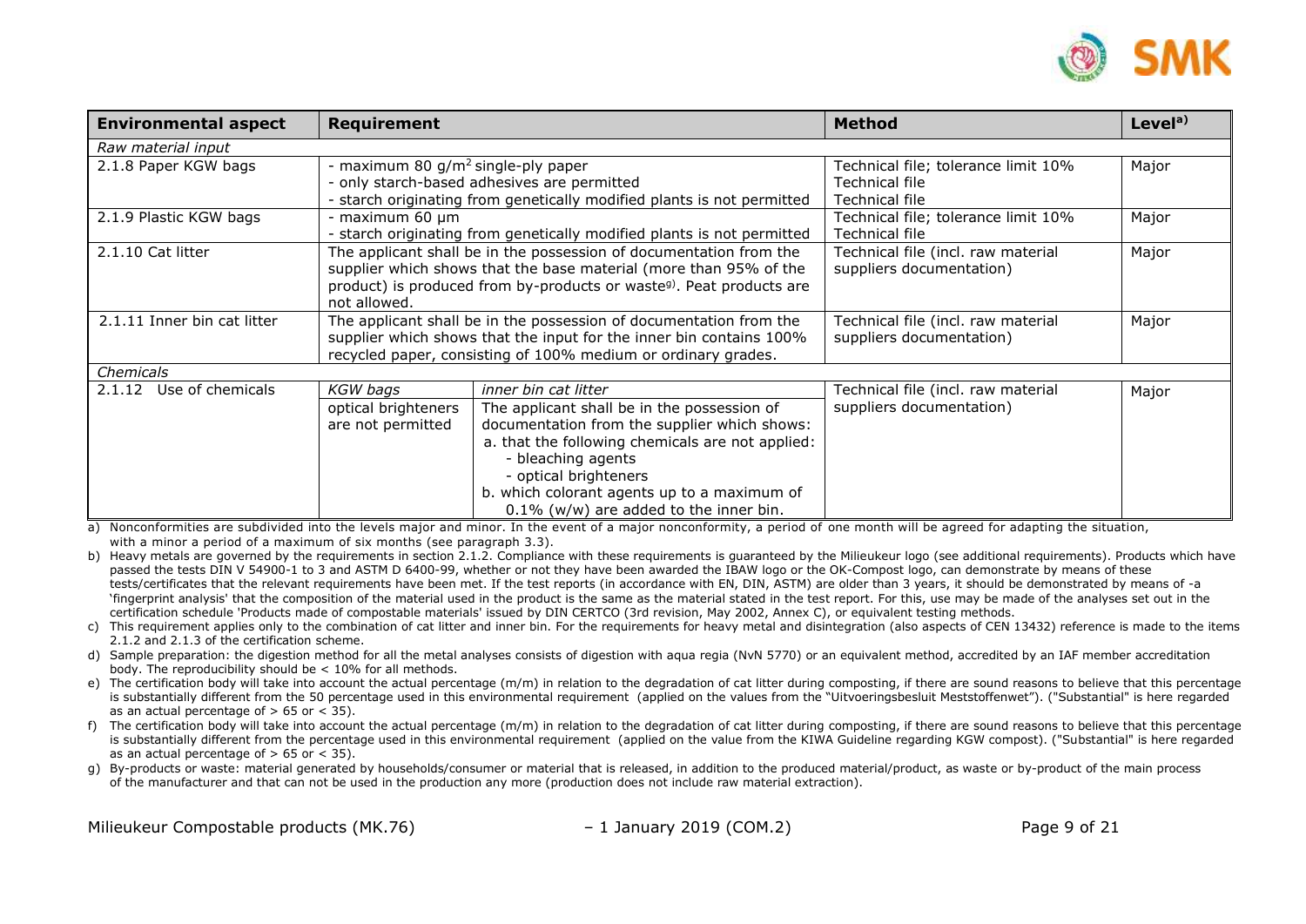| Environmental aspect | Requirement | | Method | Level[a)] |
|---|---|---|---|---|
| *Raw material input* | | | | |
| 2.1.8 Paper KGW bags | - maximum 80 g/m[2] single-ply paper<br>- only starch-based adhesives are permitted<br>- starch originating from genetically modified plants is not permitted | | Technical file; tolerance limit 10%<br>Technical file<br>Technical file | Major |
| 2.1.9 Plastic KGW bags | - maximum 60 µm<br>- starch originating from genetically modified plants is not permitted | | Technical file; tolerance limit 10%<br>Technical file | Major |
| 2.1.10 Cat litter | The applicant shall be in the possession of documentation from the supplier which shows that the base material (more than 95% of the product) is produced from by-products or waste[g)]. Peat products are not allowed. | | Technical file (incl. raw material suppliers documentation) | Major |
| 2.1.11 Inner bin cat litter | The applicant shall be in the possession of documentation from the supplier which shows that the input for the inner bin contains 100% recycled paper, consisting of 100% medium or ordinary grades. | | Technical file (incl. raw material suppliers documentation) | Major |
| *Chemicals* | | | | |
| 2.1.12 Use of chemicals | *KGW bags*<br>optical brighteners are not permitted | *inner bin cat litter*<br>The applicant shall be in the possession of documentation from the supplier which shows:<br>a. that the following chemicals are not applied:<br>- bleaching agents<br>- optical brighteners<br>b. which colorant agents up to a maximum of 0.1% (w/w) are added to the inner bin. | Technical file (incl. raw material suppliers documentation) | Major |

a) Nonconformities are subdivided into the levels major and minor. In the event of a major nonconformity, a period of one month will be agreed for adapting the situation, with a minor a period of a maximum of six months (see paragraph 3.3).

b) Heavy metals are governed by the requirements in section 2.1.2. Compliance with these requirements is guaranteed by the Milieukeur logo (see additional requirements). Products which have passed the tests DIN V 54900-1 to 3 and ASTM D 6400-99, whether or not they have been awarded the IBAW logo or the OK-Compost logo, can demonstrate by means of these tests/certificates that the relevant requirements have been met. If the test reports (in accordance with EN, DIN, ASTM) are older than 3 years, it should be demonstrated by means of -a 'fingerprint analysis' that the composition of the material used in the product is the same as the material stated in the test report. For this, use may be made of the analyses set out in the certification schedule 'Products made of compostable materials' issued by DIN CERTCO (3rd revision, May 2002, Annex C), or equivalent testing methods.

c) This requirement applies only to the combination of cat litter and inner bin. For the requirements for heavy metal and disintegration (also aspects of CEN 13432) reference is made to the items 2.1.2 and 2.1.3 of the certification scheme.

d) Sample preparation: the digestion method for all the metal analyses consists of digestion with aqua regia (NvN 5770) or an equivalent method, accredited by an IAF member accreditation body. The reproducibility should be < 10% for all methods.

e) The certification body will take into account the actual percentage (m/m) in relation to the degradation of cat litter during composting, if there are sound reasons to believe that this percentage is substantially different from the 50 percentage used in this environmental requirement (applied on the values from the "Uitvoeringsbesluit Meststoffenwet"). ("Substantial" is here regarded as an actual percentage of > 65 or < 35).

f) The certification body will take into account the actual percentage (m/m) in relation to the degradation of cat litter during composting, if there are sound reasons to believe that this percentage is substantially different from the percentage used in this environmental requirement (applied on the value from the KIWA Guideline regarding KGW compost). ("Substantial" is here regarded as an actual percentage of > 65 or < 35).

g) By-products or waste: material generated by households/consumer or material that is released, in addition to the produced material/product, as waste or by-product of the main process of the manufacturer and that can not be used in the production any more (production does not include raw material extraction).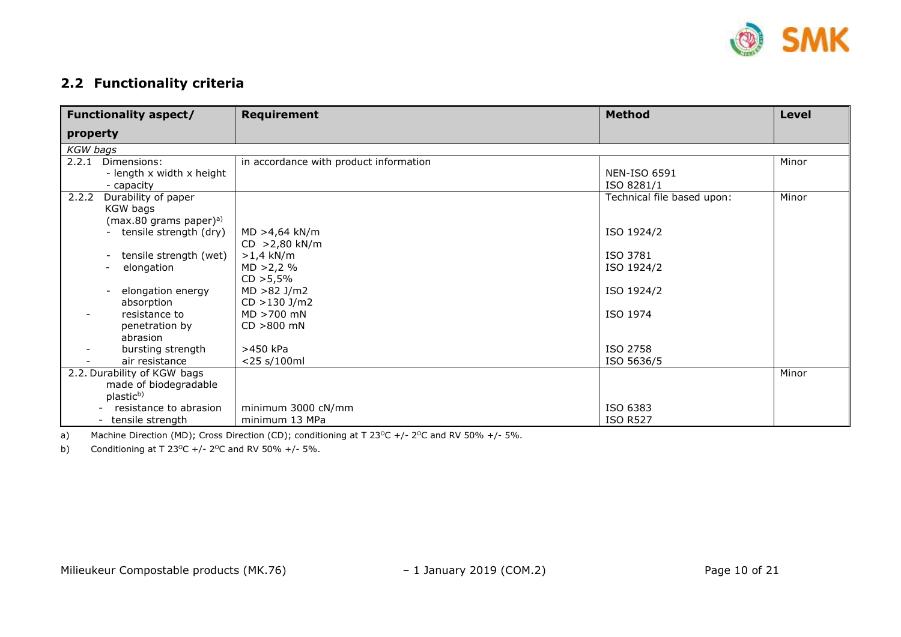## 2.2 Functionality criteria

| Functionality aspect/ property | Requirement | Method | Level |
|---|---|---|---|
| *KGW bags* | | | |
| 2.2.1 Dimensions:<br>- length x width x height<br>- capacity | in accordance with product information | <br>NEN-ISO 6591<br>ISO 8281/1 | Minor |
| 2.2.2 Durability of paper KGW bags (max.80 grams paper)[a)]<br>- tensile strength (dry)<br><br>- tensile strength (wet)<br>- elongation<br><br>- elongation energy absorption<br>- resistance to penetration by abrasion<br>- bursting strength<br>- air resistance | <br><br>MD >4,64 kN/m<br>CD >2,80 kN/m<br>>1,4 kN/m<br>MD >2,2 %<br>CD >5,5%<br>MD >82 J/m2<br>CD >130 J/m2<br>MD >700 mN<br>CD >800 mN<br>>450 kPa<br><25 s/100ml | Technical file based upon:<br><br>ISO 1924/2<br><br>ISO 3781<br>ISO 1924/2<br><br>ISO 1924/2<br><br>ISO 1974<br><br>ISO 2758<br>ISO 5636/5 | Minor |
| 2.2. Durability of KGW bags made of biodegradable plastic[b)]<br>- resistance to abrasion<br>- tensile strength | <br><br>minimum 3000 cN/mm<br>minimum 13 MPa | <br><br>ISO 6383<br>ISO R527 | Minor |

a) Machine Direction (MD); Cross Direction (CD); conditioning at T 23$^{o}$C +/- 2$^{o}$C and RV 50% +/- 5%.

b) Conditioning at T 23$^{o}$C +/- 2$^{o}$C and RV 50% +/- 5%.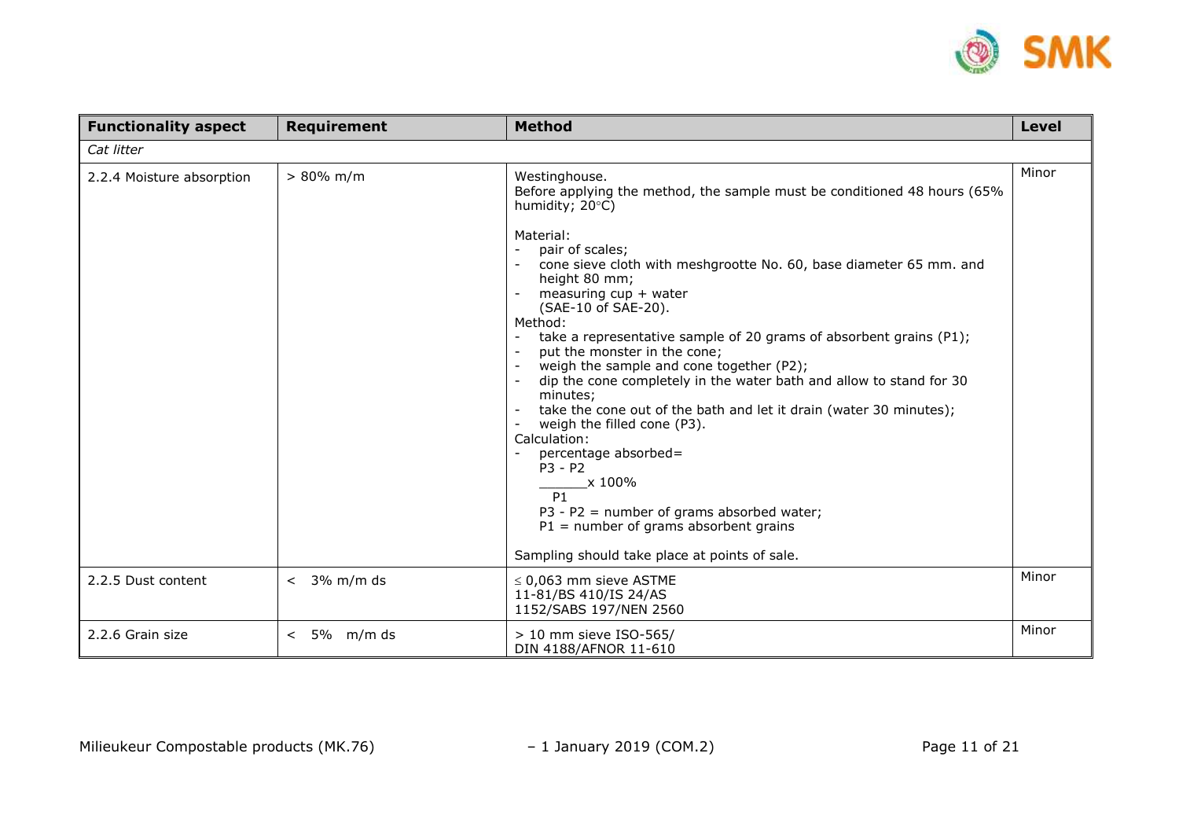| Functionality aspect | Requirement | Method | Level |
|---|---|---|---|
| *Cat litter* | | | |
| 2.2.4 Moisture absorption | > 80% m/m | Westinghouse.<br>Before applying the method, the sample must be conditioned 48 hours (65% humidity; 20°C)<br><br>Material:<br>- pair of scales;<br>- cone sieve cloth with meshgrootte No. 60, base diameter 65 mm. and height 80 mm;<br>- measuring cup + water (SAE-10 of SAE-20).<br>Method:<br>- take a representative sample of 20 grams of absorbent grains (P1);<br>- put the monster in the cone;<br>- weigh the sample and cone together (P2);<br>- dip the cone completely in the water bath and allow to stand for 30 minutes;<br>- take the cone out of the bath and let it drain (water 30 minutes);<br>- weigh the filled cone (P3).<br>Calculation:<br>- percentage absorbed= $\frac{P3 - P2}{P1} \times 100\%$<br>P3 - P2 = number of grams absorbed water;<br>P1 = number of grams absorbent grains<br><br>Sampling should take place at points of sale. | Minor |
| 2.2.5 Dust content | < 3% m/m ds | ≤ 0,063 mm sieve ASTME 11-81/BS 410/IS 24/AS 1152/SABS 197/NEN 2560 | Minor |
| 2.2.6 Grain size | < 5% m/m ds | > 10 mm sieve ISO-565/ DIN 4188/AFNOR 11-610 | Minor |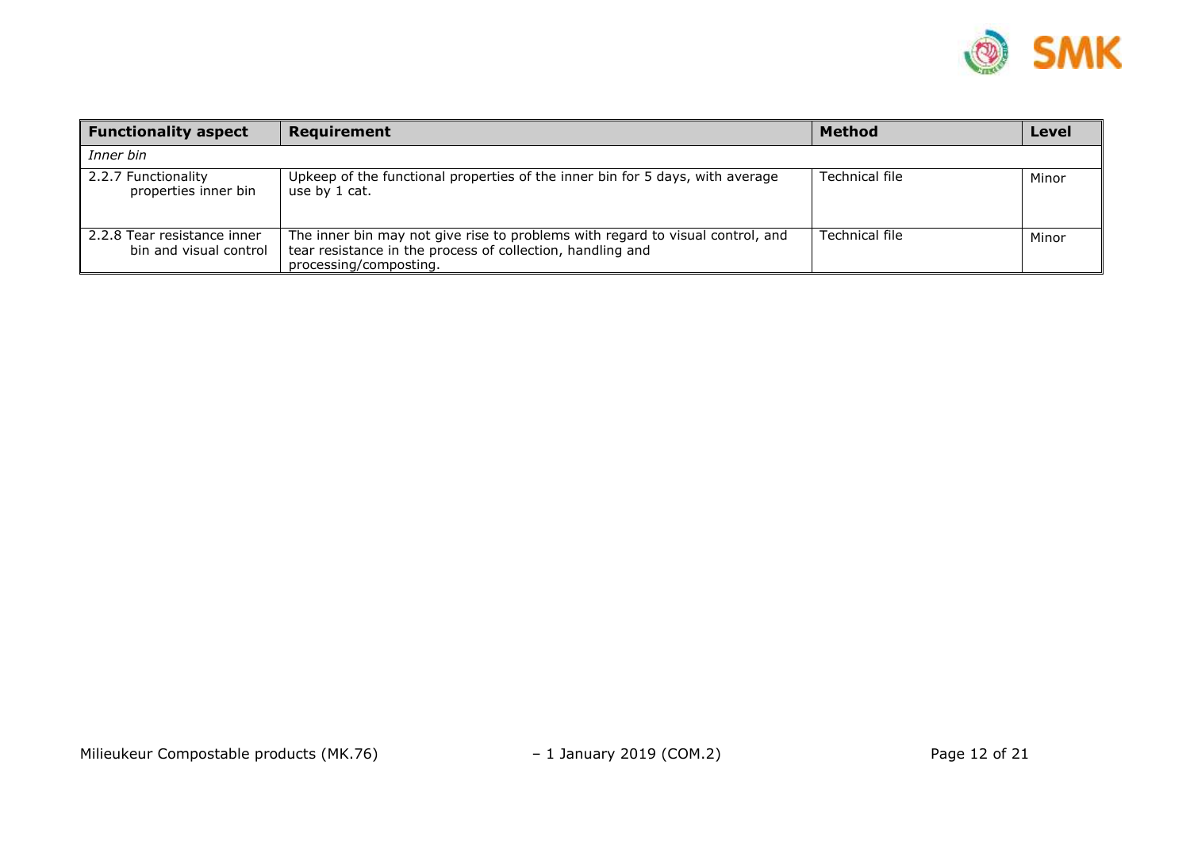| Functionality aspect | Requirement | Method | Level |
|---|---|---|---|
| *Inner bin* | | | |
| 2.2.7 Functionality properties inner bin | Upkeep of the functional properties of the inner bin for 5 days, with average use by 1 cat. | Technical file | Minor |
| 2.2.8 Tear resistance inner bin and visual control | The inner bin may not give rise to problems with regard to visual control, and tear resistance in the process of collection, handling and processing/composting. | Technical file | Minor |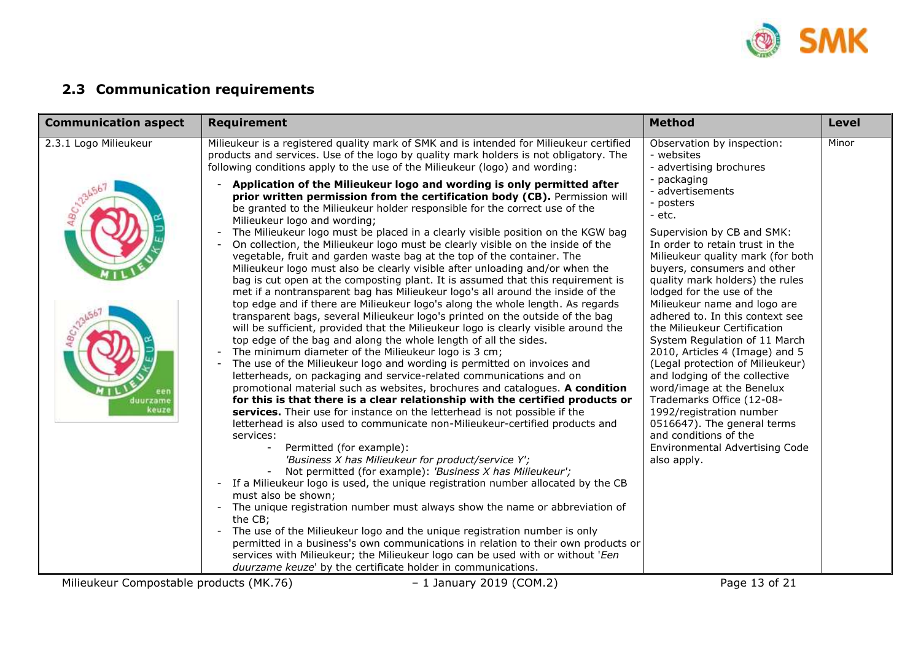## 2.3 Communication requirements

| Communication aspect | Requirement | Method | Level |
|---|---|---|---|
| 2.3.1 Logo Milieukeur | Milieukeur is a registered quality mark of SMK and is intended for Milieukeur certified products and services. Use of the logo by quality mark holders is not obligatory. The following conditions apply to the use of the Milieukeur (logo) and wording:<br>- **Application of the Milieukeur logo and wording is only permitted after prior written permission from the certification body (CB).** Permission will be granted to the Milieukeur holder responsible for the correct use of the Milieukeur logo and wording;<br>- The Milieukeur logo must be placed in a clearly visible position on the KGW bag<br>- On collection, the Milieukeur logo must be clearly visible on the inside of the vegetable, fruit and garden waste bag at the top of the container. The Milieukeur logo must also be clearly visible after unloading and/or when the bag is cut open at the composting plant. It is assumed that this requirement is met if a nontransparent bag has Milieukeur logo's all around the inside of the top edge and if there are Milieukeur logo's along the whole length. As regards transparent bags, several Milieukeur logo's printed on the outside of the bag will be sufficient, provided that the Milieukeur logo is clearly visible around the top edge of the bag and along the whole length of all the sides.<br>- The minimum diameter of the Milieukeur logo is 3 cm;<br>- The use of the Milieukeur logo and wording is permitted on invoices and letterheads, on packaging and service-related communications and on promotional material such as websites, brochures and catalogues. **A condition for this is that there is a clear relationship with the certified products or services.** Their use for instance on the letterhead is not possible if the letterhead is also used to communicate non-Milieukeur-certified products and services:<br>&nbsp;&nbsp;&nbsp;&nbsp;- Permitted (for example): *'Business X has Milieukeur for product/service Y';*<br>&nbsp;&nbsp;&nbsp;&nbsp;- Not permitted (for example): *'Business X has Milieukeur';*<br>- If a Milieukeur logo is used, the unique registration number allocated by the CB must also be shown;<br>- The unique registration number must always show the name or abbreviation of the CB;<br>- The use of the Milieukeur logo and the unique registration number is only permitted in a business's own communications in relation to their own products or services with Milieukeur; the Milieukeur logo can be used with or without '*Een duurzame keuze*' by the certificate holder in communications. | Observation by inspection:<br>- websites<br>- advertising brochures<br>- packaging<br>- advertisements<br>- posters<br>- etc.<br><br>Supervision by CB and SMK:<br>In order to retain trust in the Milieukeur quality mark (for both buyers, consumers and other quality mark holders) the rules lodged for the use of the Milieukeur name and logo are adhered to. In this context see the Milieukeur Certification System Regulation of 11 March 2010, Articles 4 (Image) and 5 (Legal protection of Milieukeur) and lodging of the collective word/image at the Benelux Trademarks Office (12-08-1992/registration number 0516647). The general terms and conditions of the Environmental Advertising Code also apply. | Minor |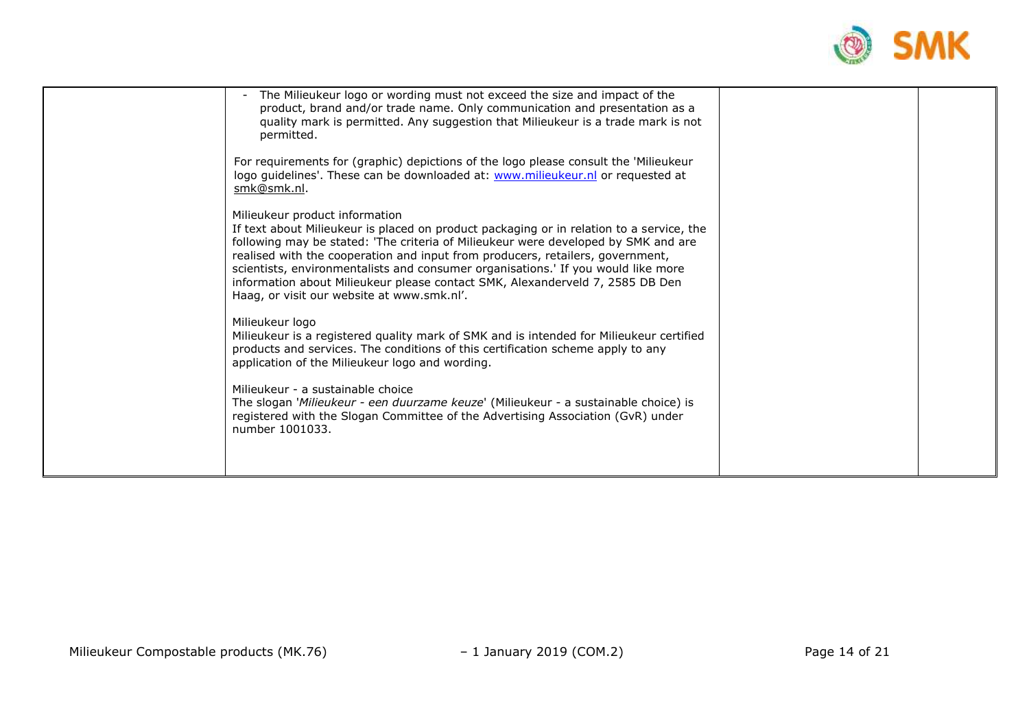| | | | |
|---|---|---|---|
| | - The Milieukeur logo or wording must not exceed the size and impact of the product, brand and/or trade name. Only communication and presentation as a quality mark is permitted. Any suggestion that Milieukeur is a trade mark is not permitted.<br><br>For requirements for (graphic) depictions of the logo please consult the 'Milieukeur logo guidelines'. These can be downloaded at: [www.milieukeur.nl](http://www.milieukeur.nl) or requested at smk@smk.nl.<br><br>Milieukeur product information<br>If text about Milieukeur is placed on product packaging or in relation to a service, the following may be stated: 'The criteria of Milieukeur were developed by SMK and are realised with the cooperation and input from producers, retailers, government, scientists, environmentalists and consumer organisations.' If you would like more information about Milieukeur please contact SMK, Alexanderveld 7, 2585 DB Den Haag, or visit our website at www.smk.nl'.<br><br>Milieukeur logo<br>Milieukeur is a registered quality mark of SMK and is intended for Milieukeur certified products and services. The conditions of this certification scheme apply to any application of the Milieukeur logo and wording.<br><br>Milieukeur - a sustainable choice<br>The slogan '*Milieukeur - een duurzame keuze*' (Milieukeur - a sustainable choice) is registered with the Slogan Committee of the Advertising Association (GvR) under number 1001033. | | |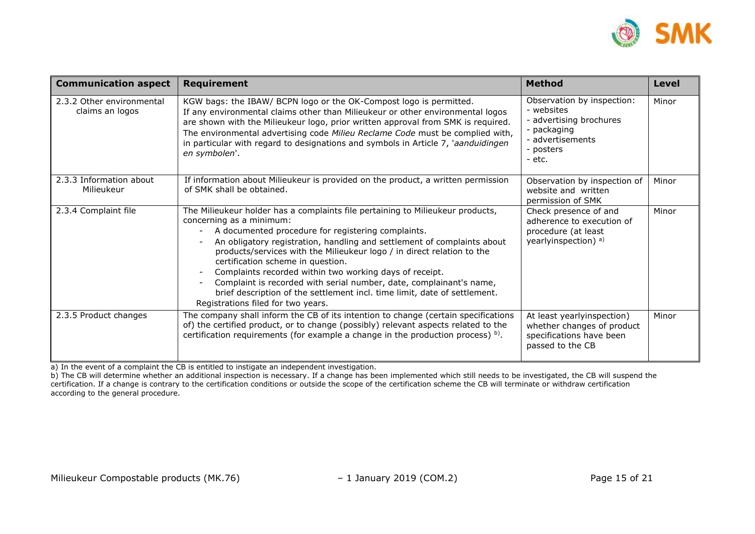| Communication aspect | Requirement | Method | Level |
|---|---|---|---|
| 2.3.2 Other environmental claims an logos | KGW bags: the IBAW/ BCPN logo or the OK-Compost logo is permitted.<br>If any environmental claims other than Milieukeur or other environmental logos are shown with the Milieukeur logo, prior written approval from SMK is required.<br>The environmental advertising code *Milieu Reclame Code* must be complied with, in particular with regard to designations and symbols in Article 7, '*aanduidingen en symbolen*'. | Observation by inspection:<br>- websites<br>- advertising brochures<br>- packaging<br>- advertisements<br>- posters<br>- etc. | Minor |
| 2.3.3 Information about Milieukeur | If information about Milieukeur is provided on the product, a written permission of SMK shall be obtained. | Observation by inspection of website and written permission of SMK | Minor |
| 2.3.4 Complaint file | The Milieukeur holder has a complaints file pertaining to Milieukeur products, concerning as a minimum:<br>- A documented procedure for registering complaints.<br>- An obligatory registration, handling and settlement of complaints about products/services with the Milieukeur logo / in direct relation to the certification scheme in question.<br>- Complaints recorded within two working days of receipt.<br>- Complaint is recorded with serial number, date, complainant's name, brief description of the settlement incl. time limit, date of settlement.<br>Registrations filed for two years. | Check presence of and adherence to execution of procedure (at least yearlyinspection) [a] | Minor |
| 2.3.5 Product changes | The company shall inform the CB of its intention to change (certain specifications of) the certified product, or to change (possibly) relevant aspects related to the certification requirements (for example a change in the production process) [b]. | At least yearlyinspection) whether changes of product specifications have been passed to the CB | Minor |

a) In the event of a complaint the CB is entitled to instigate an independent investigation.

b) The CB will determine whether an additional inspection is necessary. If a change has been implemented which still needs to be investigated, the CB will suspend the certification. If a change is contrary to the certification conditions or outside the scope of the certification scheme the CB will terminate or withdraw certification according to the general procedure.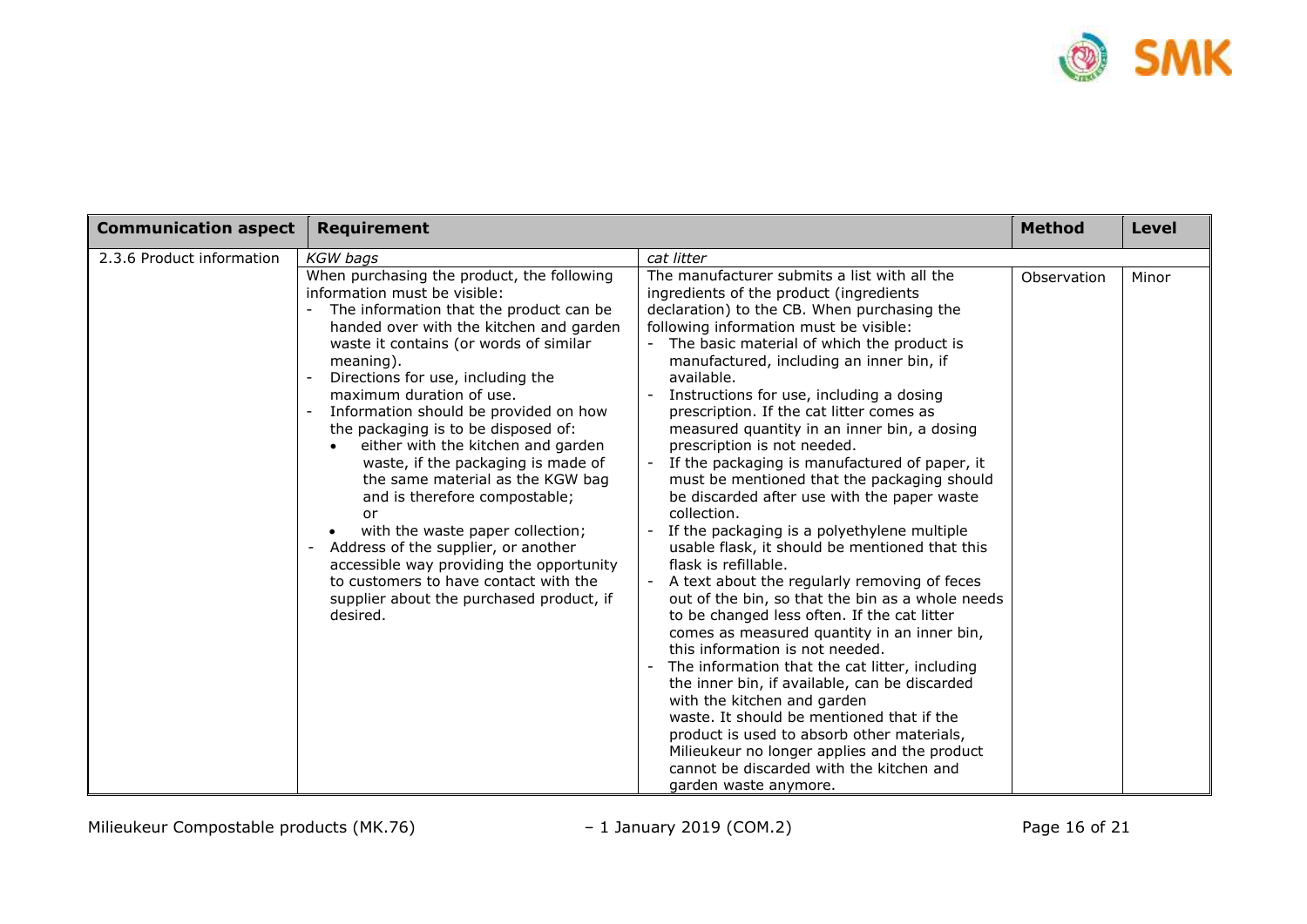| Communication aspect | Requirement | | Method | Level |
|---|---|---|---|---|
| 2.3.6 Product information | *KGW bags*<br>When purchasing the product, the following information must be visible:<br>- The information that the product can be handed over with the kitchen and garden waste it contains (or words of similar meaning).<br>- Directions for use, including the maximum duration of use.<br>- Information should be provided on how the packaging is to be disposed of:<br>&nbsp;&nbsp;• either with the kitchen and garden waste, if the packaging is made of the same material as the KGW bag and is therefore compostable;<br>&nbsp;&nbsp;or<br>&nbsp;&nbsp;• with the waste paper collection;<br>- Address of the supplier, or another accessible way providing the opportunity to customers to have contact with the supplier about the purchased product, if desired. | *cat litter*<br>The manufacturer submits a list with all the ingredients of the product (ingredients declaration) to the CB. When purchasing the following information must be visible:<br>- The basic material of which the product is manufactured, including an inner bin, if available.<br>- Instructions for use, including a dosing prescription. If the cat litter comes as measured quantity in an inner bin, a dosing prescription is not needed.<br>- If the packaging is manufactured of paper, it must be mentioned that the packaging should be discarded after use with the paper waste collection.<br>- If the packaging is a polyethylene multiple usable flask, it should be mentioned that this flask is refillable.<br>- A text about the regularly removing of feces out of the bin, so that the bin as a whole needs to be changed less often. If the cat litter comes as measured quantity in an inner bin, this information is not needed.<br>- The information that the cat litter, including the inner bin, if available, can be discarded with the kitchen and garden waste. It should be mentioned that if the product is used to absorb other materials, Milieukeur no longer applies and the product cannot be discarded with the kitchen and garden waste anymore. | Observation | Minor |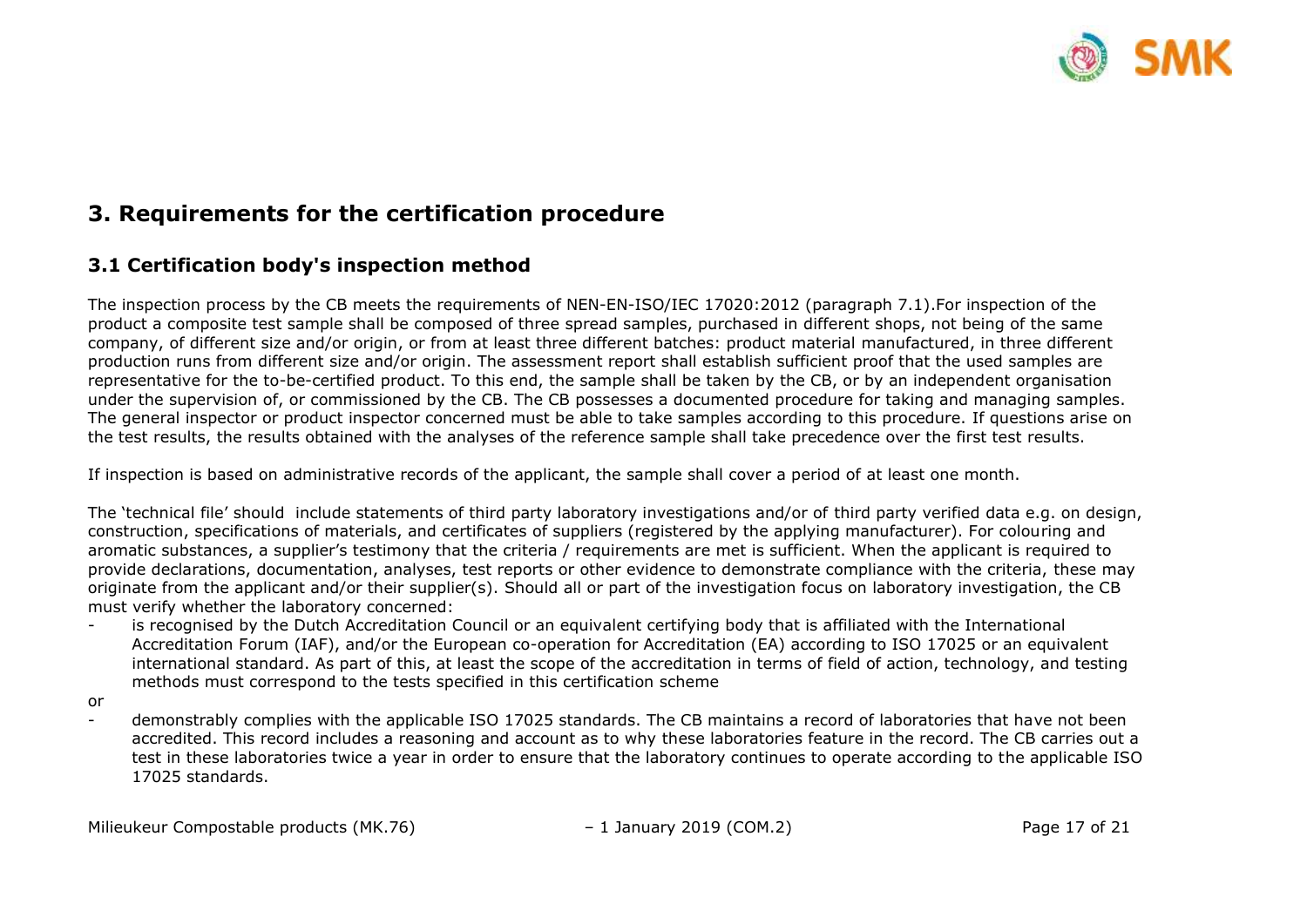## 3. Requirements for the certification procedure

### 3.1 Certification body's inspection method

The inspection process by the CB meets the requirements of NEN-EN-ISO/IEC 17020:2012 (paragraph 7.1).For inspection of the product a composite test sample shall be composed of three spread samples, purchased in different shops, not being of the same company, of different size and/or origin, or from at least three different batches: product material manufactured, in three different production runs from different size and/or origin. The assessment report shall establish sufficient proof that the used samples are representative for the to-be-certified product. To this end, the sample shall be taken by the CB, or by an independent organisation under the supervision of, or commissioned by the CB. The CB possesses a documented procedure for taking and managing samples. The general inspector or product inspector concerned must be able to take samples according to this procedure. If questions arise on the test results, the results obtained with the analyses of the reference sample shall take precedence over the first test results.

If inspection is based on administrative records of the applicant, the sample shall cover a period of at least one month.

The 'technical file' should include statements of third party laboratory investigations and/or of third party verified data e.g. on design, construction, specifications of materials, and certificates of suppliers (registered by the applying manufacturer). For colouring and aromatic substances, a supplier's testimony that the criteria / requirements are met is sufficient. When the applicant is required to provide declarations, documentation, analyses, test reports or other evidence to demonstrate compliance with the criteria, these may originate from the applicant and/or their supplier(s). Should all or part of the investigation focus on laboratory investigation, the CB must verify whether the laboratory concerned:

- is recognised by the Dutch Accreditation Council or an equivalent certifying body that is affiliated with the International Accreditation Forum (IAF), and/or the European co-operation for Accreditation (EA) according to ISO 17025 or an equivalent international standard. As part of this, at least the scope of the accreditation in terms of field of action, technology, and testing methods must correspond to the tests specified in this certification scheme

or

- demonstrably complies with the applicable ISO 17025 standards. The CB maintains a record of laboratories that have not been accredited. This record includes a reasoning and account as to why these laboratories feature in the record. The CB carries out a test in these laboratories twice a year in order to ensure that the laboratory continues to operate according to the applicable ISO 17025 standards.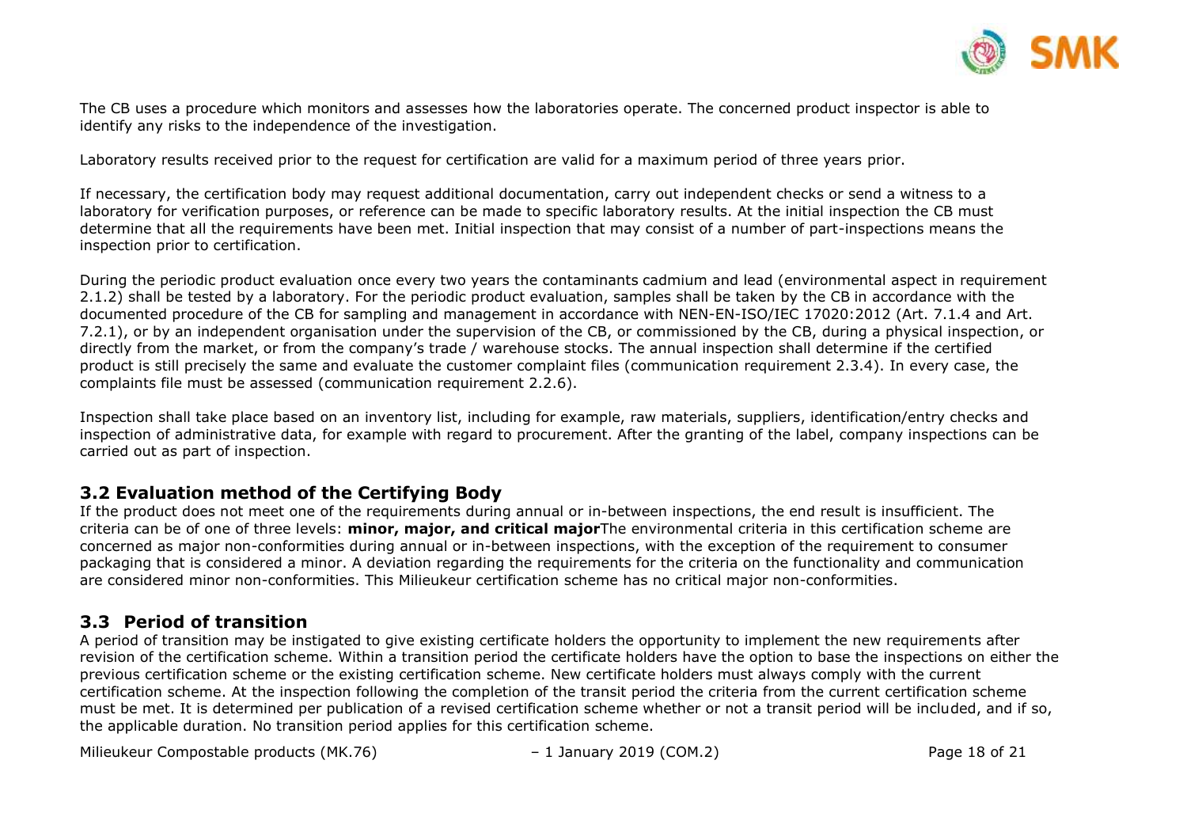The CB uses a procedure which monitors and assesses how the laboratories operate. The concerned product inspector is able to identify any risks to the independence of the investigation.

Laboratory results received prior to the request for certification are valid for a maximum period of three years prior.

If necessary, the certification body may request additional documentation, carry out independent checks or send a witness to a laboratory for verification purposes, or reference can be made to specific laboratory results. At the initial inspection the CB must determine that all the requirements have been met. Initial inspection that may consist of a number of part-inspections means the inspection prior to certification.

During the periodic product evaluation once every two years the contaminants cadmium and lead (environmental aspect in requirement 2.1.2) shall be tested by a laboratory. For the periodic product evaluation, samples shall be taken by the CB in accordance with the documented procedure of the CB for sampling and management in accordance with NEN-EN-ISO/IEC 17020:2012 (Art. 7.1.4 and Art. 7.2.1), or by an independent organisation under the supervision of the CB, or commissioned by the CB, during a physical inspection, or directly from the market, or from the company's trade / warehouse stocks. The annual inspection shall determine if the certified product is still precisely the same and evaluate the customer complaint files (communication requirement 2.3.4). In every case, the complaints file must be assessed (communication requirement 2.2.6).

Inspection shall take place based on an inventory list, including for example, raw materials, suppliers, identification/entry checks and inspection of administrative data, for example with regard to procurement. After the granting of the label, company inspections can be carried out as part of inspection.

## 3.2 Evaluation method of the Certifying Body

If the product does not meet one of the requirements during annual or in-between inspections, the end result is insufficient. The criteria can be of one of three levels: **minor, major, and critical major**The environmental criteria in this certification scheme are concerned as major non-conformities during annual or in-between inspections, with the exception of the requirement to consumer packaging that is considered a minor. A deviation regarding the requirements for the criteria on the functionality and communication are considered minor non-conformities. This Milieukeur certification scheme has no critical major non-conformities.

## 3.3 Period of transition

A period of transition may be instigated to give existing certificate holders the opportunity to implement the new requirements after revision of the certification scheme. Within a transition period the certificate holders have the option to base the inspections on either the previous certification scheme or the existing certification scheme. New certificate holders must always comply with the current certification scheme. At the inspection following the completion of the transit period the criteria from the current certification scheme must be met. It is determined per publication of a revised certification scheme whether or not a transit period will be included, and if so, the applicable duration. No transition period applies for this certification scheme.